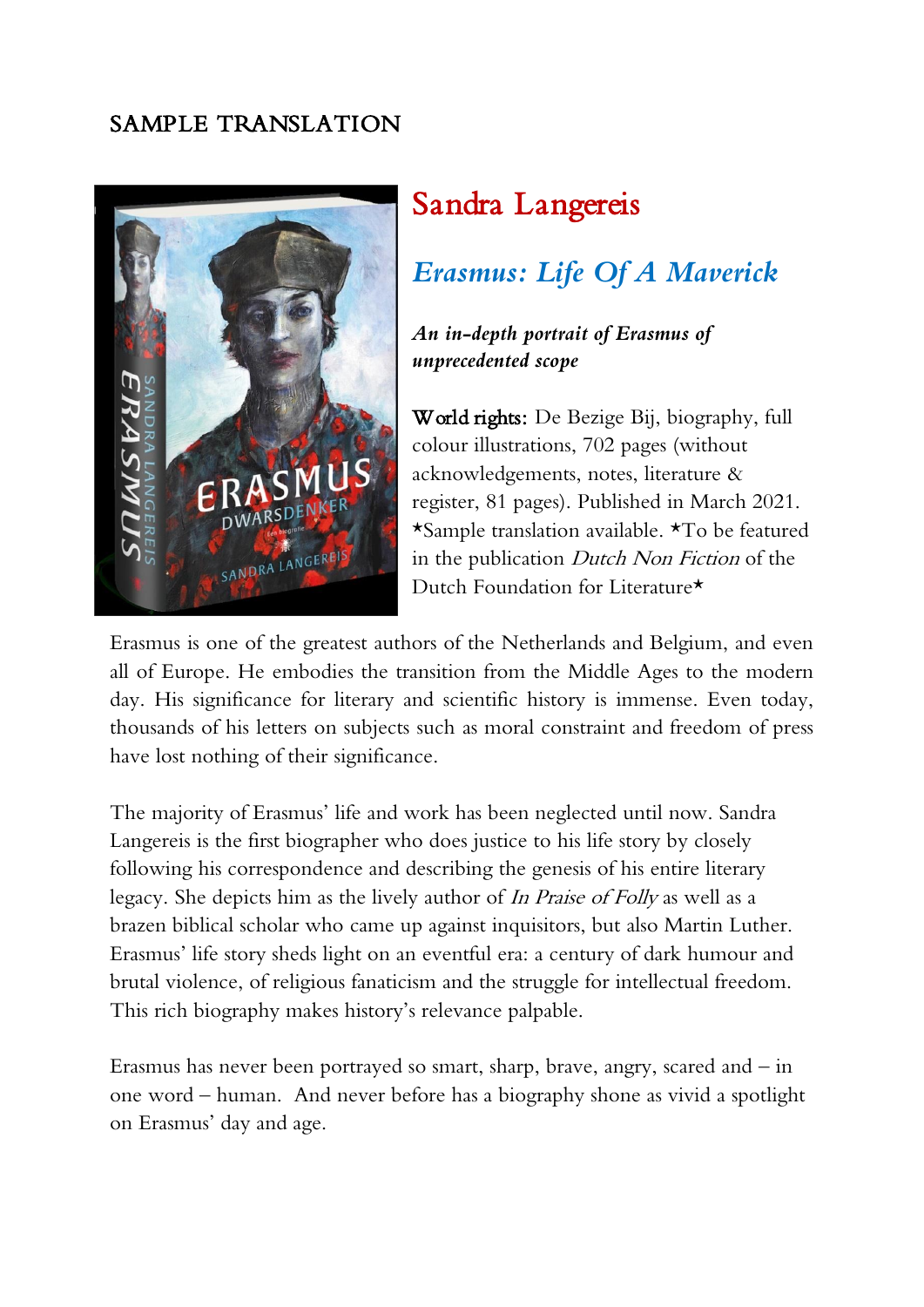SAMPLE TRANSLATION

# Sandra Langereis

## *Erasmus: Life Of A Maverick*

***An in-depth portrait of Erasmus of unprecedented scope***

**World rights:** De Bezige Bij, biography, full colour illustrations, 702 pages (without acknowledgements, notes, literature & register, 81 pages). Published in March 2021. *Sample translation available. *To be featured in the publication *Dutch Non Fiction* of the Dutch Foundation for Literature*

Erasmus is one of the greatest authors of the Netherlands and Belgium, and even all of Europe. He embodies the transition from the Middle Ages to the modern day. His significance for literary and scientific history is immense. Even today, thousands of his letters on subjects such as moral constraint and freedom of press have lost nothing of their significance.

The majority of Erasmus' life and work has been neglected until now. Sandra Langereis is the first biographer who does justice to his life story by closely following his correspondence and describing the genesis of his entire literary legacy. She depicts him as the lively author of *In Praise of Folly* as well as a brazen biblical scholar who came up against inquisitors, but also Martin Luther. Erasmus' life story sheds light on an eventful era: a century of dark humour and brutal violence, of religious fanaticism and the struggle for intellectual freedom. This rich biography makes history's relevance palpable.

Erasmus has never been portrayed so smart, sharp, brave, angry, scared and – in one word – human. And never before has a biography shone as vivid a spotlight on Erasmus' day and age.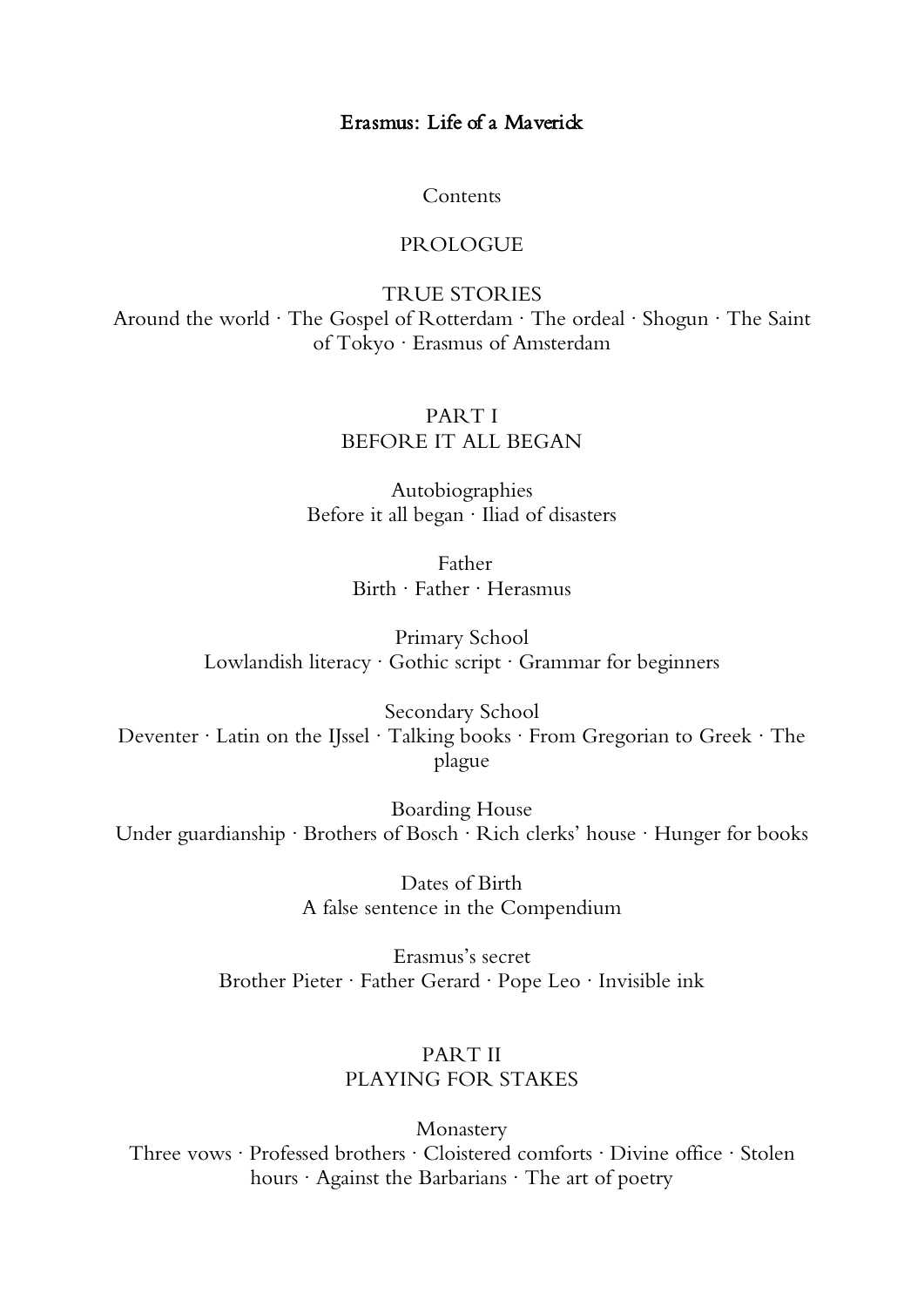# Erasmus: Life of a Maverick

Contents

## PROLOGUE

### TRUE STORIES

Around the world · The Gospel of Rotterdam · The ordeal · Shogun · The Saint of Tokyo · Erasmus of Amsterdam

## PART I
## BEFORE IT ALL BEGAN

### Autobiographies

Before it all began · Iliad of disasters

### Father

Birth · Father · Herasmus

### Primary School

Lowlandish literacy · Gothic script · Grammar for beginners

### Secondary School

Deventer · Latin on the IJssel · Talking books · From Gregorian to Greek · The plague

### Boarding House

Under guardianship · Brothers of Bosch · Rich clerks' house · Hunger for books

### Dates of Birth

A false sentence in the Compendium

### Erasmus's secret

Brother Pieter · Father Gerard · Pope Leo · Invisible ink

## PART II
## PLAYING FOR STAKES

### Monastery

Three vows · Professed brothers · Cloistered comforts · Divine office · Stolen hours · Against the Barbarians · The art of poetry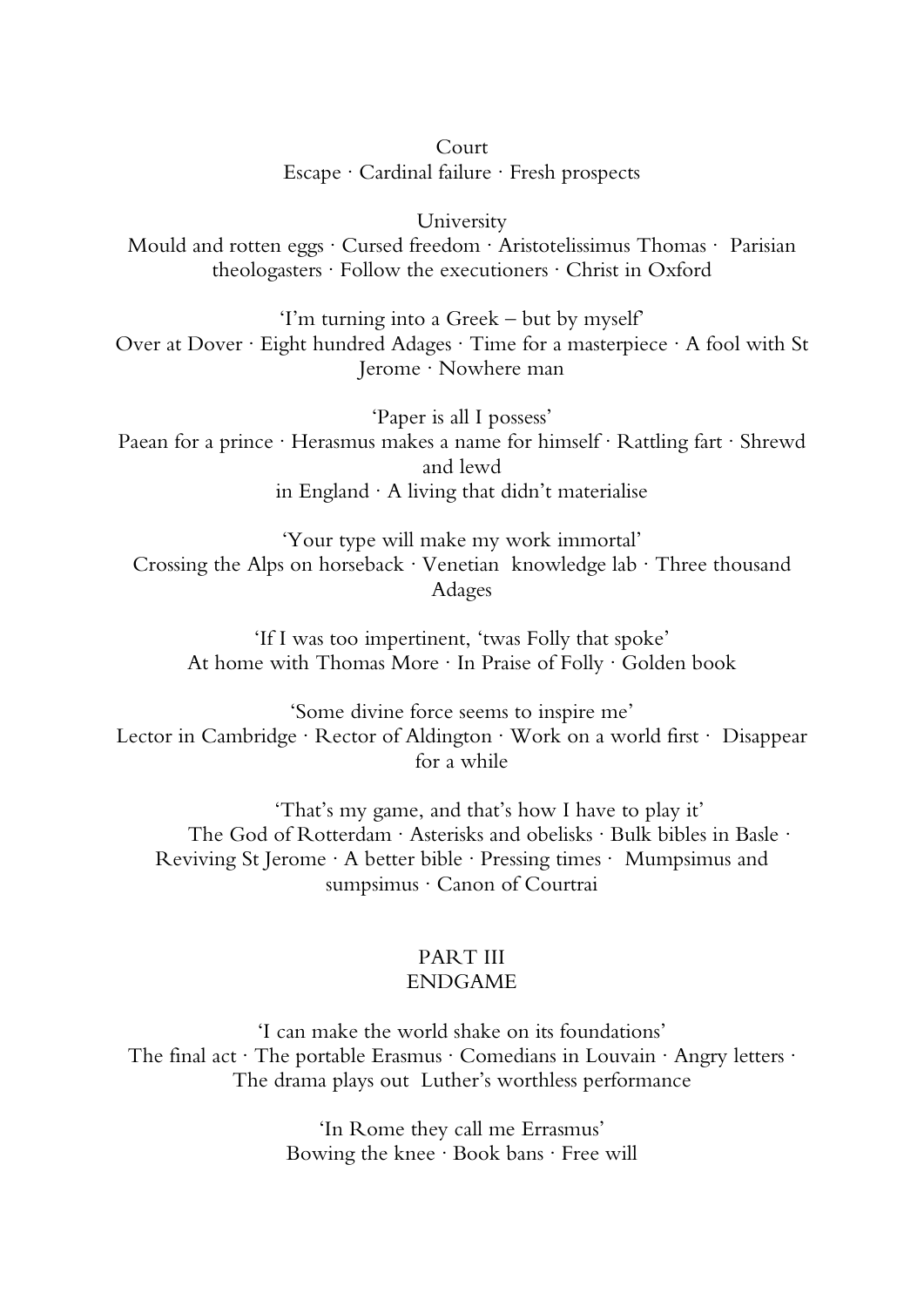Court

Escape · Cardinal failure · Fresh prospects

University

Mould and rotten eggs · Cursed freedom · Aristotelissimus Thomas · Parisian theologasters · Follow the executioners · Christ in Oxford

'I'm turning into a Greek – but by myself'

Over at Dover · Eight hundred Adages · Time for a masterpiece · A fool with St Jerome · Nowhere man

'Paper is all I possess'

Paean for a prince · Herasmus makes a name for himself · Rattling fart · Shrewd and lewd in England · A living that didn't materialise

'Your type will make my work immortal'

Crossing the Alps on horseback · Venetian knowledge lab · Three thousand Adages

'If I was too impertinent, 'twas Folly that spoke'

At home with Thomas More · In Praise of Folly · Golden book

'Some divine force seems to inspire me'

Lector in Cambridge · Rector of Aldington · Work on a world first · Disappear for a while

'That's my game, and that's how I have to play it'

The God of Rotterdam · Asterisks and obelisks · Bulk bibles in Basle · Reviving St Jerome · A better bible · Pressing times · Mumpsimus and sumpsimus · Canon of Courtrai

## PART III
## ENDGAME

'I can make the world shake on its foundations'

The final act · The portable Erasmus · Comedians in Louvain · Angry letters · The drama plays out Luther's worthless performance

'In Rome they call me Errasmus'

Bowing the knee · Book bans · Free will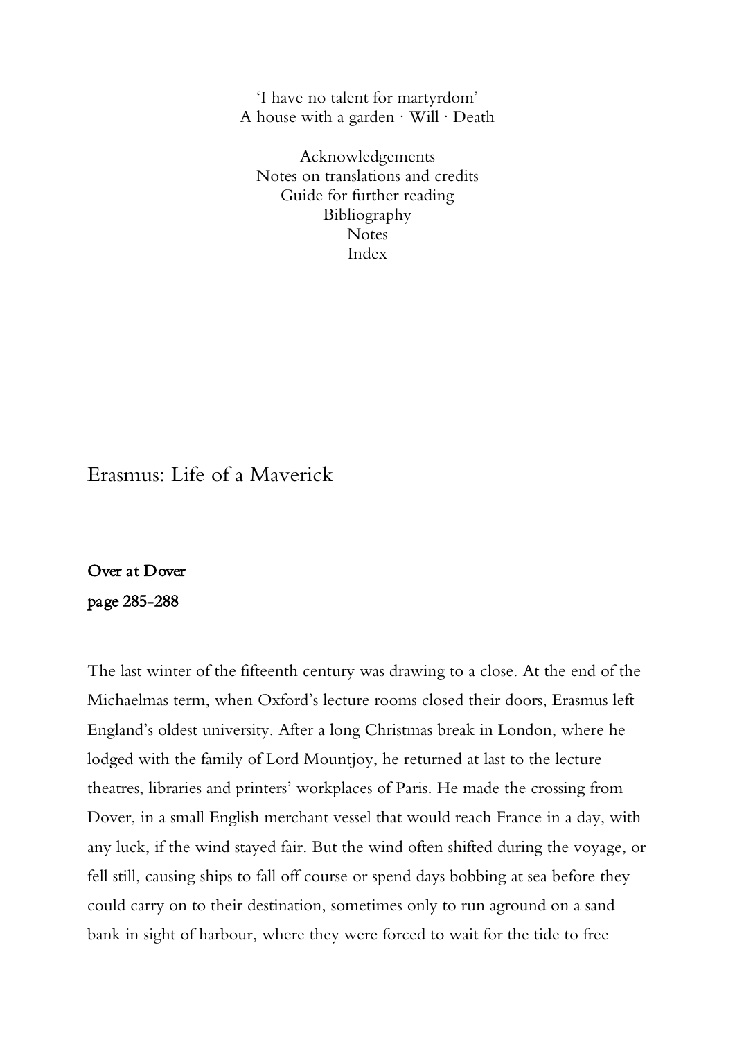'I have no talent for martyrdom'
A house with a garden · Will · Death

Acknowledgements
Notes on translations and credits
Guide for further reading
Bibliography
Notes
Index

## Erasmus: Life of a Maverick

**Over at Dover**
**page 285-288**

The last winter of the fifteenth century was drawing to a close. At the end of the Michaelmas term, when Oxford's lecture rooms closed their doors, Erasmus left England's oldest university. After a long Christmas break in London, where he lodged with the family of Lord Mountjoy, he returned at last to the lecture theatres, libraries and printers' workplaces of Paris. He made the crossing from Dover, in a small English merchant vessel that would reach France in a day, with any luck, if the wind stayed fair. But the wind often shifted during the voyage, or fell still, causing ships to fall off course or spend days bobbing at sea before they could carry on to their destination, sometimes only to run aground on a sand bank in sight of harbour, where they were forced to wait for the tide to free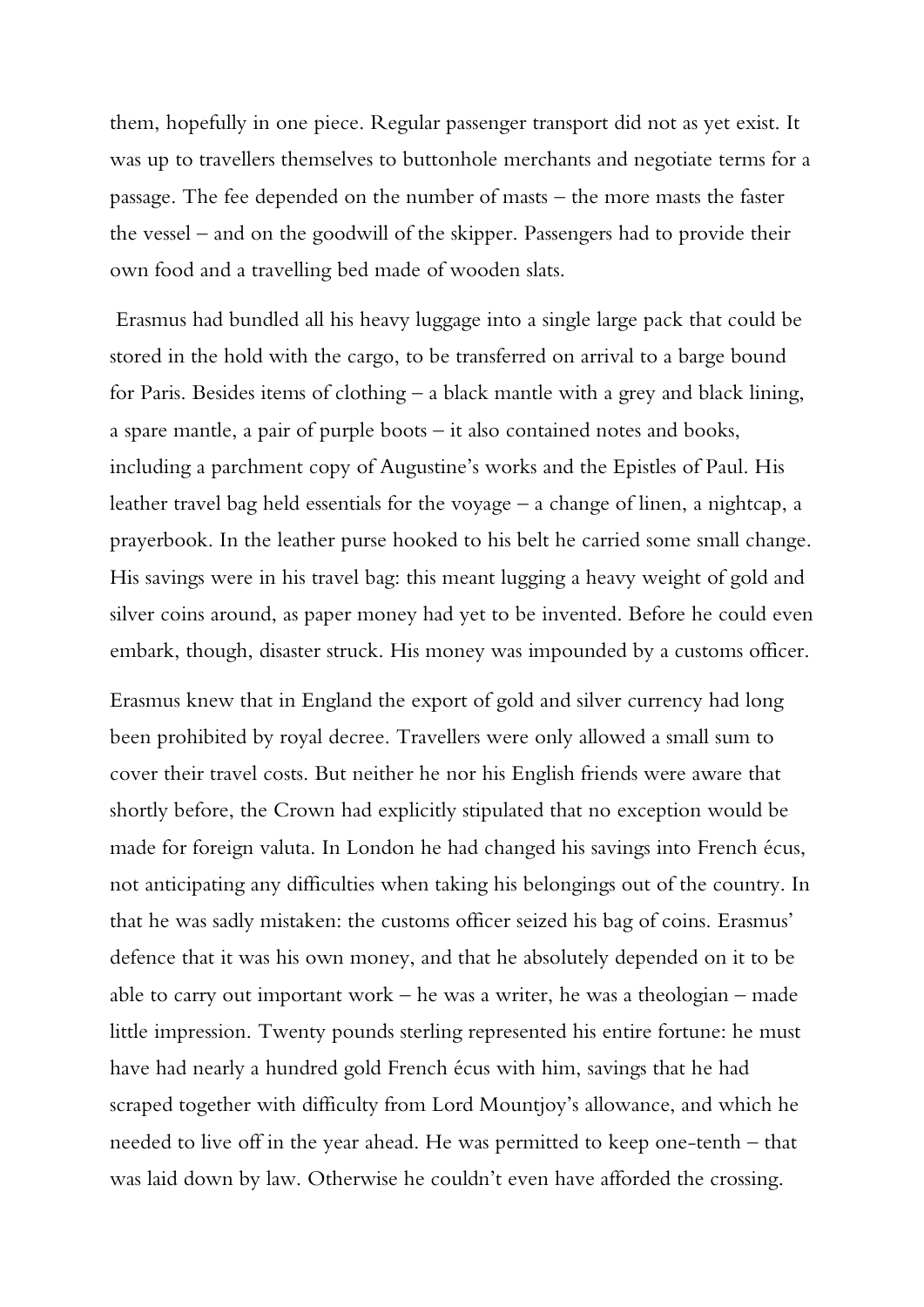them, hopefully in one piece. Regular passenger transport did not as yet exist. It was up to travellers themselves to buttonhole merchants and negotiate terms for a passage. The fee depended on the number of masts – the more masts the faster the vessel – and on the goodwill of the skipper. Passengers had to provide their own food and a travelling bed made of wooden slats.

Erasmus had bundled all his heavy luggage into a single large pack that could be stored in the hold with the cargo, to be transferred on arrival to a barge bound for Paris. Besides items of clothing – a black mantle with a grey and black lining, a spare mantle, a pair of purple boots – it also contained notes and books, including a parchment copy of Augustine's works and the Epistles of Paul. His leather travel bag held essentials for the voyage – a change of linen, a nightcap, a prayerbook. In the leather purse hooked to his belt he carried some small change. His savings were in his travel bag: this meant lugging a heavy weight of gold and silver coins around, as paper money had yet to be invented. Before he could even embark, though, disaster struck. His money was impounded by a customs officer.

Erasmus knew that in England the export of gold and silver currency had long been prohibited by royal decree. Travellers were only allowed a small sum to cover their travel costs. But neither he nor his English friends were aware that shortly before, the Crown had explicitly stipulated that no exception would be made for foreign valuta. In London he had changed his savings into French écus, not anticipating any difficulties when taking his belongings out of the country. In that he was sadly mistaken: the customs officer seized his bag of coins. Erasmus' defence that it was his own money, and that he absolutely depended on it to be able to carry out important work – he was a writer, he was a theologian – made little impression. Twenty pounds sterling represented his entire fortune: he must have had nearly a hundred gold French écus with him, savings that he had scraped together with difficulty from Lord Mountjoy's allowance, and which he needed to live off in the year ahead. He was permitted to keep one-tenth – that was laid down by law. Otherwise he couldn't even have afforded the crossing.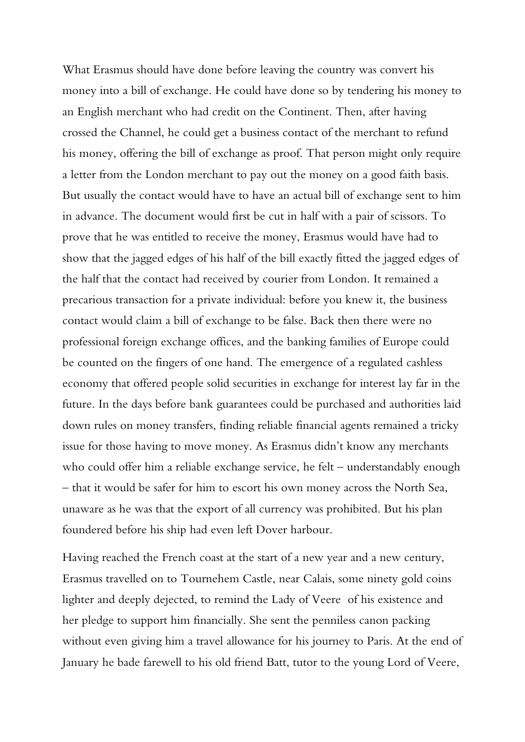What Erasmus should have done before leaving the country was convert his money into a bill of exchange. He could have done so by tendering his money to an English merchant who had credit on the Continent. Then, after having crossed the Channel, he could get a business contact of the merchant to refund his money, offering the bill of exchange as proof. That person might only require a letter from the London merchant to pay out the money on a good faith basis. But usually the contact would have to have an actual bill of exchange sent to him in advance. The document would first be cut in half with a pair of scissors. To prove that he was entitled to receive the money, Erasmus would have had to show that the jagged edges of his half of the bill exactly fitted the jagged edges of the half that the contact had received by courier from London. It remained a precarious transaction for a private individual: before you knew it, the business contact would claim a bill of exchange to be false. Back then there were no professional foreign exchange offices, and the banking families of Europe could be counted on the fingers of one hand. The emergence of a regulated cashless economy that offered people solid securities in exchange for interest lay far in the future. In the days before bank guarantees could be purchased and authorities laid down rules on money transfers, finding reliable financial agents remained a tricky issue for those having to move money. As Erasmus didn't know any merchants who could offer him a reliable exchange service, he felt – understandably enough – that it would be safer for him to escort his own money across the North Sea, unaware as he was that the export of all currency was prohibited. But his plan foundered before his ship had even left Dover harbour.

Having reached the French coast at the start of a new year and a new century, Erasmus travelled on to Tournehem Castle, near Calais, some ninety gold coins lighter and deeply dejected, to remind the Lady of Veere of his existence and her pledge to support him financially. She sent the penniless canon packing without even giving him a travel allowance for his journey to Paris. At the end of January he bade farewell to his old friend Batt, tutor to the young Lord of Veere,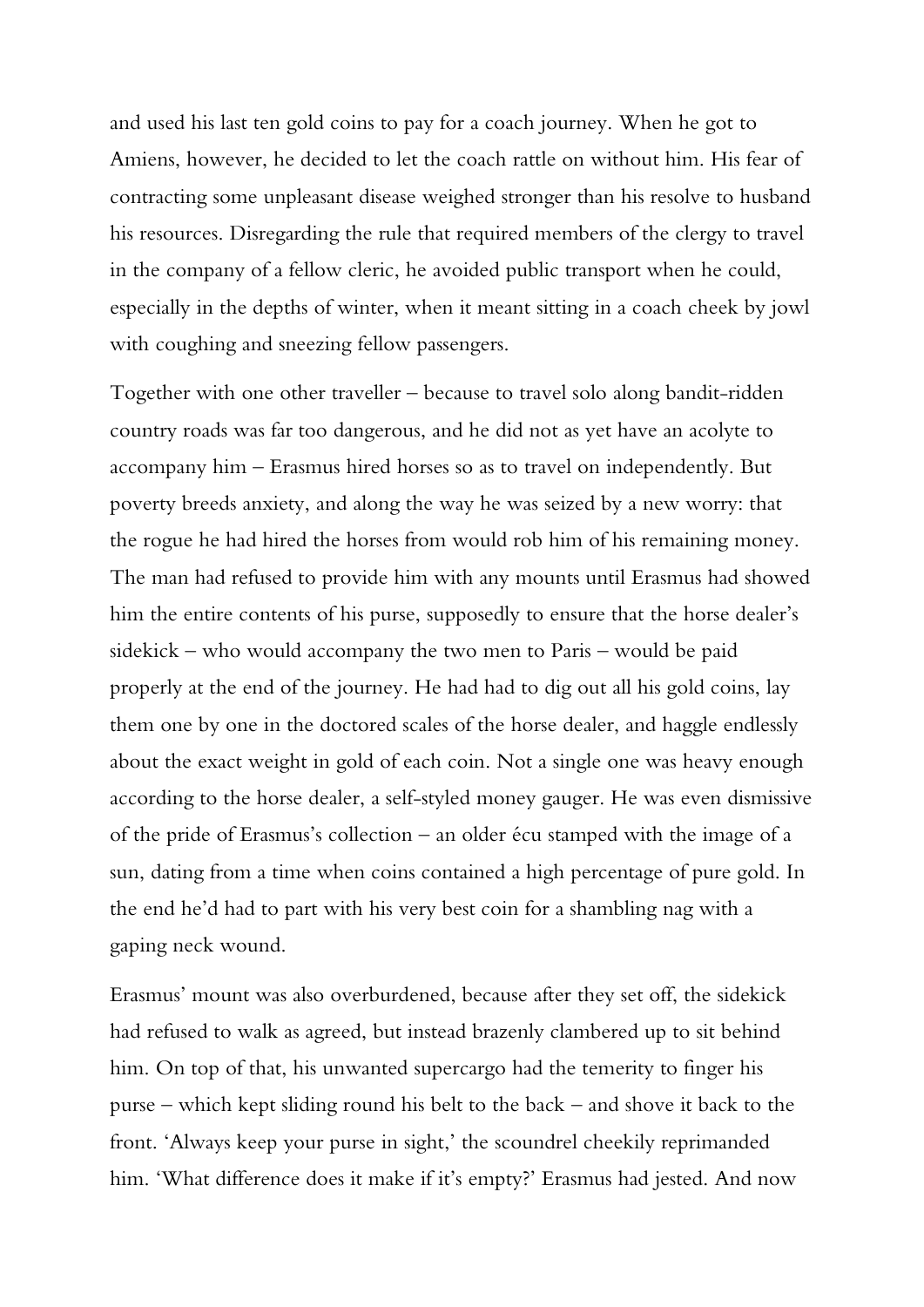and used his last ten gold coins to pay for a coach journey. When he got to Amiens, however, he decided to let the coach rattle on without him. His fear of contracting some unpleasant disease weighed stronger than his resolve to husband his resources. Disregarding the rule that required members of the clergy to travel in the company of a fellow cleric, he avoided public transport when he could, especially in the depths of winter, when it meant sitting in a coach cheek by jowl with coughing and sneezing fellow passengers.

Together with one other traveller – because to travel solo along bandit-ridden country roads was far too dangerous, and he did not as yet have an acolyte to accompany him – Erasmus hired horses so as to travel on independently. But poverty breeds anxiety, and along the way he was seized by a new worry: that the rogue he had hired the horses from would rob him of his remaining money. The man had refused to provide him with any mounts until Erasmus had showed him the entire contents of his purse, supposedly to ensure that the horse dealer's sidekick – who would accompany the two men to Paris – would be paid properly at the end of the journey. He had had to dig out all his gold coins, lay them one by one in the doctored scales of the horse dealer, and haggle endlessly about the exact weight in gold of each coin. Not a single one was heavy enough according to the horse dealer, a self-styled money gauger. He was even dismissive of the pride of Erasmus's collection – an older écu stamped with the image of a sun, dating from a time when coins contained a high percentage of pure gold. In the end he'd had to part with his very best coin for a shambling nag with a gaping neck wound.

Erasmus' mount was also overburdened, because after they set off, the sidekick had refused to walk as agreed, but instead brazenly clambered up to sit behind him. On top of that, his unwanted supercargo had the temerity to finger his purse – which kept sliding round his belt to the back – and shove it back to the front. 'Always keep your purse in sight,' the scoundrel cheekily reprimanded him. 'What difference does it make if it's empty?' Erasmus had jested. And now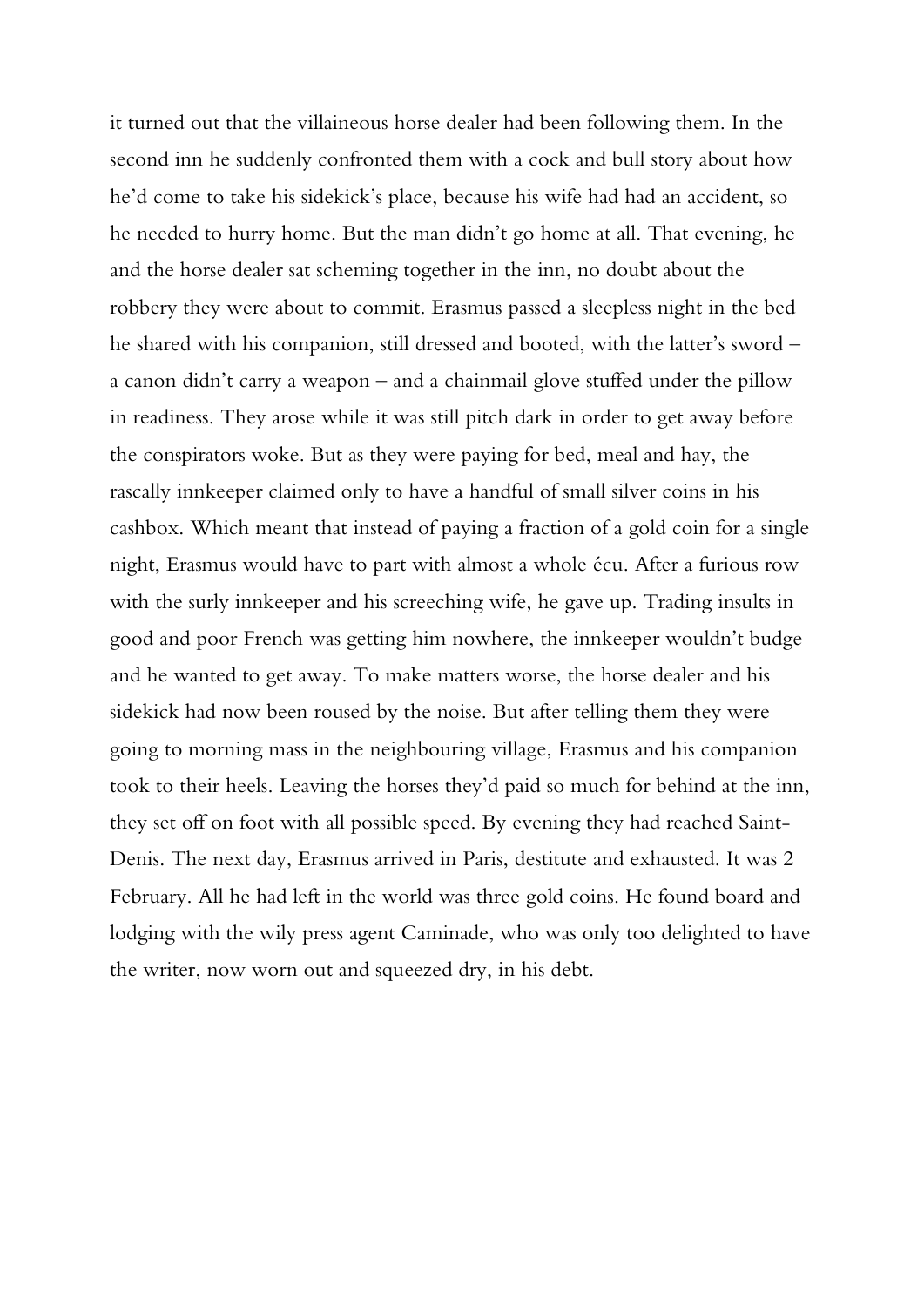it turned out that the villaineous horse dealer had been following them. In the second inn he suddenly confronted them with a cock and bull story about how he'd come to take his sidekick's place, because his wife had had an accident, so he needed to hurry home. But the man didn't go home at all. That evening, he and the horse dealer sat scheming together in the inn, no doubt about the robbery they were about to commit. Erasmus passed a sleepless night in the bed he shared with his companion, still dressed and booted, with the latter's sword – a canon didn't carry a weapon – and a chainmail glove stuffed under the pillow in readiness. They arose while it was still pitch dark in order to get away before the conspirators woke. But as they were paying for bed, meal and hay, the rascally innkeeper claimed only to have a handful of small silver coins in his cashbox. Which meant that instead of paying a fraction of a gold coin for a single night, Erasmus would have to part with almost a whole écu. After a furious row with the surly innkeeper and his screeching wife, he gave up. Trading insults in good and poor French was getting him nowhere, the innkeeper wouldn't budge and he wanted to get away. To make matters worse, the horse dealer and his sidekick had now been roused by the noise. But after telling them they were going to morning mass in the neighbouring village, Erasmus and his companion took to their heels. Leaving the horses they'd paid so much for behind at the inn, they set off on foot with all possible speed. By evening they had reached Saint-Denis. The next day, Erasmus arrived in Paris, destitute and exhausted. It was 2 February. All he had left in the world was three gold coins. He found board and lodging with the wily press agent Caminade, who was only too delighted to have the writer, now worn out and squeezed dry, in his debt.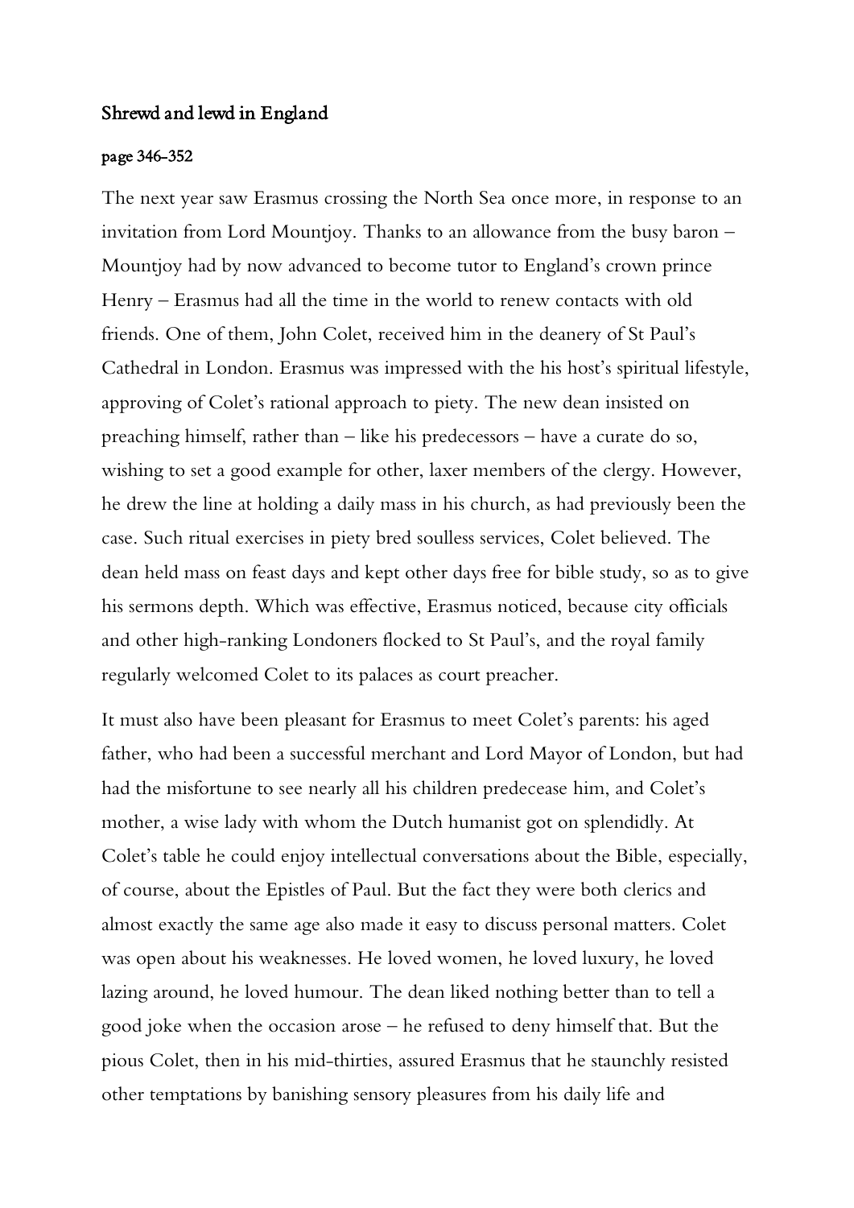### Shrewd and lewd in England

#### page 346-352

The next year saw Erasmus crossing the North Sea once more, in response to an invitation from Lord Mountjoy. Thanks to an allowance from the busy baron – Mountjoy had by now advanced to become tutor to England's crown prince Henry – Erasmus had all the time in the world to renew contacts with old friends. One of them, John Colet, received him in the deanery of St Paul's Cathedral in London. Erasmus was impressed with the his host's spiritual lifestyle, approving of Colet's rational approach to piety. The new dean insisted on preaching himself, rather than – like his predecessors – have a curate do so, wishing to set a good example for other, laxer members of the clergy. However, he drew the line at holding a daily mass in his church, as had previously been the case. Such ritual exercises in piety bred soulless services, Colet believed. The dean held mass on feast days and kept other days free for bible study, so as to give his sermons depth. Which was effective, Erasmus noticed, because city officials and other high-ranking Londoners flocked to St Paul's, and the royal family regularly welcomed Colet to its palaces as court preacher.

It must also have been pleasant for Erasmus to meet Colet's parents: his aged father, who had been a successful merchant and Lord Mayor of London, but had had the misfortune to see nearly all his children predecease him, and Colet's mother, a wise lady with whom the Dutch humanist got on splendidly. At Colet's table he could enjoy intellectual conversations about the Bible, especially, of course, about the Epistles of Paul. But the fact they were both clerics and almost exactly the same age also made it easy to discuss personal matters. Colet was open about his weaknesses. He loved women, he loved luxury, he loved lazing around, he loved humour. The dean liked nothing better than to tell a good joke when the occasion arose – he refused to deny himself that. But the pious Colet, then in his mid-thirties, assured Erasmus that he staunchly resisted other temptations by banishing sensory pleasures from his daily life and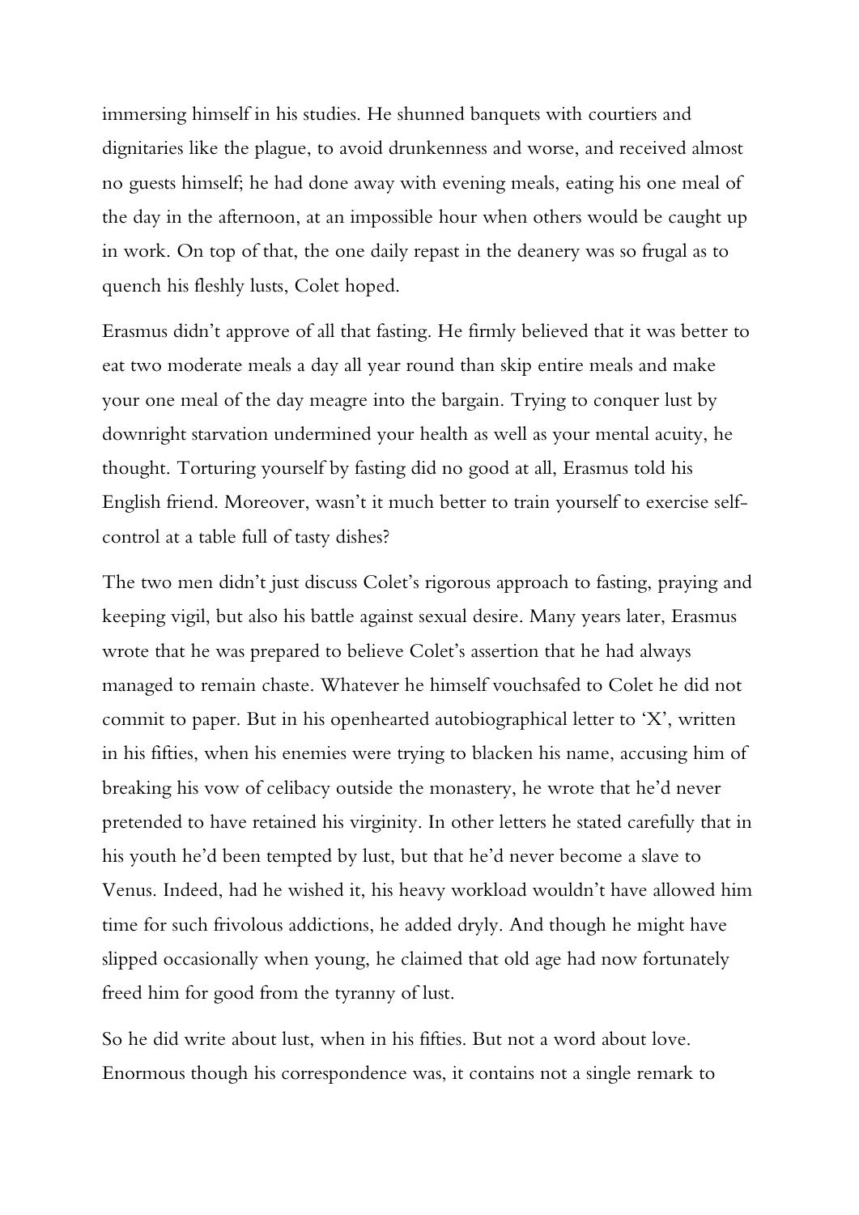immersing himself in his studies. He shunned banquets with courtiers and dignitaries like the plague, to avoid drunkenness and worse, and received almost no guests himself; he had done away with evening meals, eating his one meal of the day in the afternoon, at an impossible hour when others would be caught up in work. On top of that, the one daily repast in the deanery was so frugal as to quench his fleshly lusts, Colet hoped.

Erasmus didn't approve of all that fasting. He firmly believed that it was better to eat two moderate meals a day all year round than skip entire meals and make your one meal of the day meagre into the bargain. Trying to conquer lust by downright starvation undermined your health as well as your mental acuity, he thought. Torturing yourself by fasting did no good at all, Erasmus told his English friend. Moreover, wasn't it much better to train yourself to exercise self-control at a table full of tasty dishes?

The two men didn't just discuss Colet's rigorous approach to fasting, praying and keeping vigil, but also his battle against sexual desire. Many years later, Erasmus wrote that he was prepared to believe Colet's assertion that he had always managed to remain chaste. Whatever he himself vouchsafed to Colet he did not commit to paper. But in his openhearted autobiographical letter to 'X', written in his fifties, when his enemies were trying to blacken his name, accusing him of breaking his vow of celibacy outside the monastery, he wrote that he'd never pretended to have retained his virginity. In other letters he stated carefully that in his youth he'd been tempted by lust, but that he'd never become a slave to Venus. Indeed, had he wished it, his heavy workload wouldn't have allowed him time for such frivolous addictions, he added dryly. And though he might have slipped occasionally when young, he claimed that old age had now fortunately freed him for good from the tyranny of lust.

So he did write about lust, when in his fifties. But not a word about love. Enormous though his correspondence was, it contains not a single remark to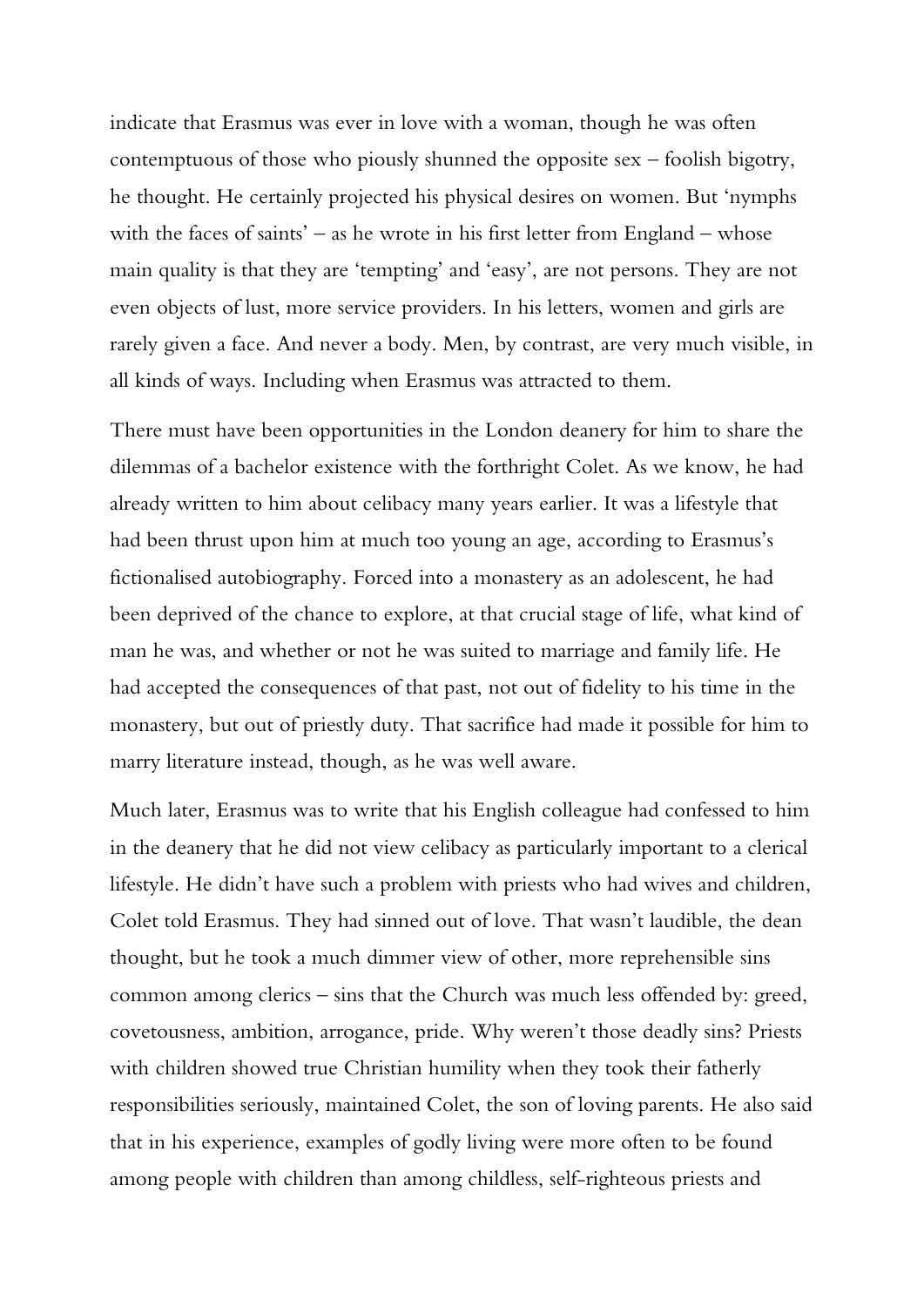indicate that Erasmus was ever in love with a woman, though he was often contemptuous of those who piously shunned the opposite sex – foolish bigotry, he thought. He certainly projected his physical desires on women. But 'nymphs with the faces of saints' – as he wrote in his first letter from England – whose main quality is that they are 'tempting' and 'easy', are not persons. They are not even objects of lust, more service providers. In his letters, women and girls are rarely given a face. And never a body. Men, by contrast, are very much visible, in all kinds of ways. Including when Erasmus was attracted to them.

There must have been opportunities in the London deanery for him to share the dilemmas of a bachelor existence with the forthright Colet. As we know, he had already written to him about celibacy many years earlier. It was a lifestyle that had been thrust upon him at much too young an age, according to Erasmus's fictionalised autobiography. Forced into a monastery as an adolescent, he had been deprived of the chance to explore, at that crucial stage of life, what kind of man he was, and whether or not he was suited to marriage and family life. He had accepted the consequences of that past, not out of fidelity to his time in the monastery, but out of priestly duty. That sacrifice had made it possible for him to marry literature instead, though, as he was well aware.

Much later, Erasmus was to write that his English colleague had confessed to him in the deanery that he did not view celibacy as particularly important to a clerical lifestyle. He didn't have such a problem with priests who had wives and children, Colet told Erasmus. They had sinned out of love. That wasn't laudible, the dean thought, but he took a much dimmer view of other, more reprehensible sins common among clerics – sins that the Church was much less offended by: greed, covetousness, ambition, arrogance, pride. Why weren't those deadly sins? Priests with children showed true Christian humility when they took their fatherly responsibilities seriously, maintained Colet, the son of loving parents. He also said that in his experience, examples of godly living were more often to be found among people with children than among childless, self-righteous priests and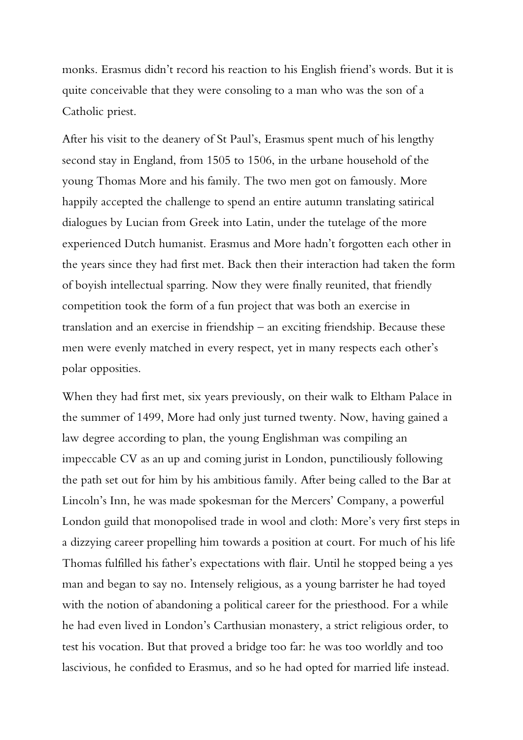monks. Erasmus didn't record his reaction to his English friend's words. But it is quite conceivable that they were consoling to a man who was the son of a Catholic priest.

After his visit to the deanery of St Paul's, Erasmus spent much of his lengthy second stay in England, from 1505 to 1506, in the urbane household of the young Thomas More and his family. The two men got on famously. More happily accepted the challenge to spend an entire autumn translating satirical dialogues by Lucian from Greek into Latin, under the tutelage of the more experienced Dutch humanist. Erasmus and More hadn't forgotten each other in the years since they had first met. Back then their interaction had taken the form of boyish intellectual sparring. Now they were finally reunited, that friendly competition took the form of a fun project that was both an exercise in translation and an exercise in friendship – an exciting friendship. Because these men were evenly matched in every respect, yet in many respects each other's polar opposities.

When they had first met, six years previously, on their walk to Eltham Palace in the summer of 1499, More had only just turned twenty. Now, having gained a law degree according to plan, the young Englishman was compiling an impeccable CV as an up and coming jurist in London, punctiliously following the path set out for him by his ambitious family. After being called to the Bar at Lincoln's Inn, he was made spokesman for the Mercers' Company, a powerful London guild that monopolised trade in wool and cloth: More's very first steps in a dizzying career propelling him towards a position at court. For much of his life Thomas fulfilled his father's expectations with flair. Until he stopped being a yes man and began to say no. Intensely religious, as a young barrister he had toyed with the notion of abandoning a political career for the priesthood. For a while he had even lived in London's Carthusian monastery, a strict religious order, to test his vocation. But that proved a bridge too far: he was too worldly and too lascivious, he confided to Erasmus, and so he had opted for married life instead.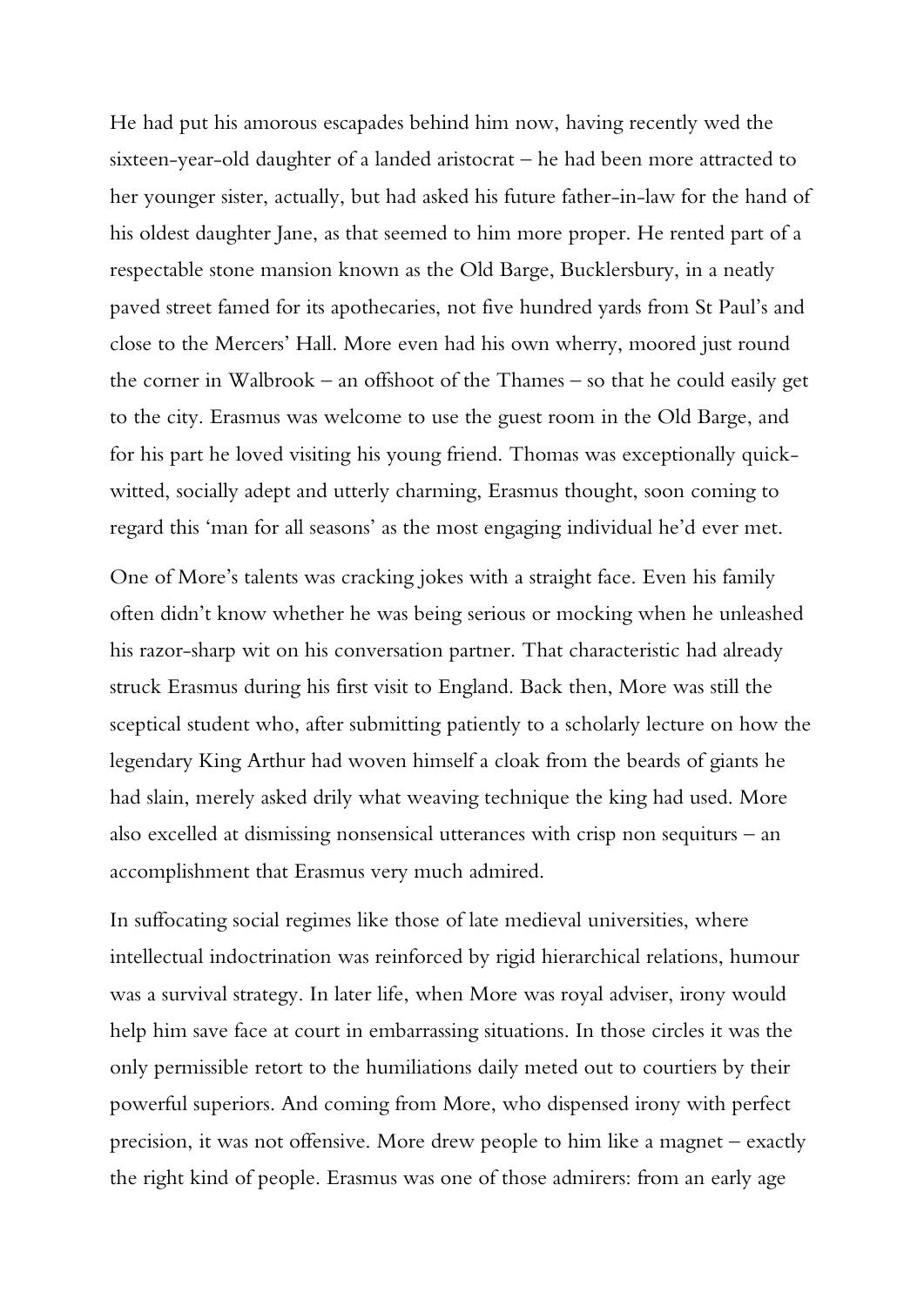He had put his amorous escapades behind him now, having recently wed the sixteen-year-old daughter of a landed aristocrat – he had been more attracted to her younger sister, actually, but had asked his future father-in-law for the hand of his oldest daughter Jane, as that seemed to him more proper. He rented part of a respectable stone mansion known as the Old Barge, Bucklersbury, in a neatly paved street famed for its apothecaries, not five hundred yards from St Paul's and close to the Mercers' Hall. More even had his own wherry, moored just round the corner in Walbrook – an offshoot of the Thames – so that he could easily get to the city. Erasmus was welcome to use the guest room in the Old Barge, and for his part he loved visiting his young friend. Thomas was exceptionally quick-witted, socially adept and utterly charming, Erasmus thought, soon coming to regard this 'man for all seasons' as the most engaging individual he'd ever met.

One of More's talents was cracking jokes with a straight face. Even his family often didn't know whether he was being serious or mocking when he unleashed his razor-sharp wit on his conversation partner. That characteristic had already struck Erasmus during his first visit to England. Back then, More was still the sceptical student who, after submitting patiently to a scholarly lecture on how the legendary King Arthur had woven himself a cloak from the beards of giants he had slain, merely asked drily what weaving technique the king had used. More also excelled at dismissing nonsensical utterances with crisp non sequiturs – an accomplishment that Erasmus very much admired.

In suffocating social regimes like those of late medieval universities, where intellectual indoctrination was reinforced by rigid hierarchical relations, humour was a survival strategy. In later life, when More was royal adviser, irony would help him save face at court in embarrassing situations. In those circles it was the only permissible retort to the humiliations daily meted out to courtiers by their powerful superiors. And coming from More, who dispensed irony with perfect precision, it was not offensive. More drew people to him like a magnet – exactly the right kind of people. Erasmus was one of those admirers: from an early age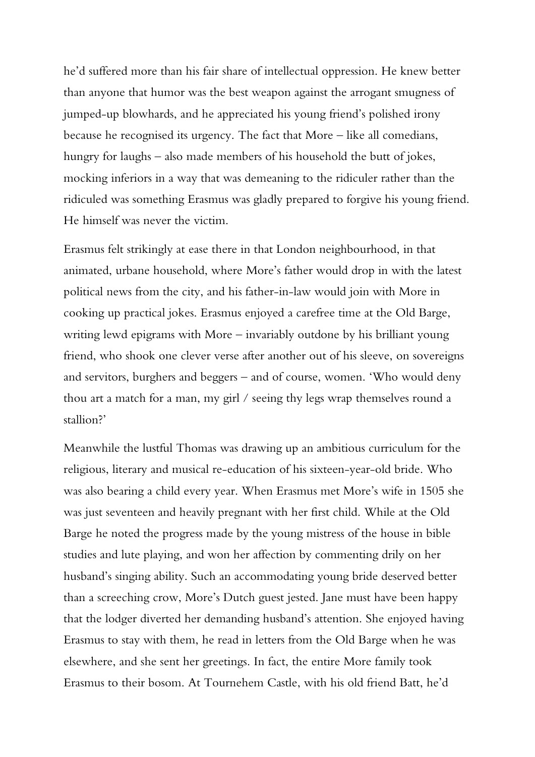he'd suffered more than his fair share of intellectual oppression. He knew better than anyone that humor was the best weapon against the arrogant smugness of jumped-up blowhards, and he appreciated his young friend's polished irony because he recognised its urgency. The fact that More – like all comedians, hungry for laughs – also made members of his household the butt of jokes, mocking inferiors in a way that was demeaning to the ridiculer rather than the ridiculed was something Erasmus was gladly prepared to forgive his young friend. He himself was never the victim.

Erasmus felt strikingly at ease there in that London neighbourhood, in that animated, urbane household, where More's father would drop in with the latest political news from the city, and his father-in-law would join with More in cooking up practical jokes. Erasmus enjoyed a carefree time at the Old Barge, writing lewd epigrams with More – invariably outdone by his brilliant young friend, who shook one clever verse after another out of his sleeve, on sovereigns and servitors, burghers and beggers – and of course, women. 'Who would deny thou art a match for a man, my girl / seeing thy legs wrap themselves round a stallion?'

Meanwhile the lustful Thomas was drawing up an ambitious curriculum for the religious, literary and musical re-education of his sixteen-year-old bride. Who was also bearing a child every year. When Erasmus met More's wife in 1505 she was just seventeen and heavily pregnant with her first child. While at the Old Barge he noted the progress made by the young mistress of the house in bible studies and lute playing, and won her affection by commenting drily on her husband's singing ability. Such an accommodating young bride deserved better than a screeching crow, More's Dutch guest jested. Jane must have been happy that the lodger diverted her demanding husband's attention. She enjoyed having Erasmus to stay with them, he read in letters from the Old Barge when he was elsewhere, and she sent her greetings. In fact, the entire More family took Erasmus to their bosom. At Tournehem Castle, with his old friend Batt, he'd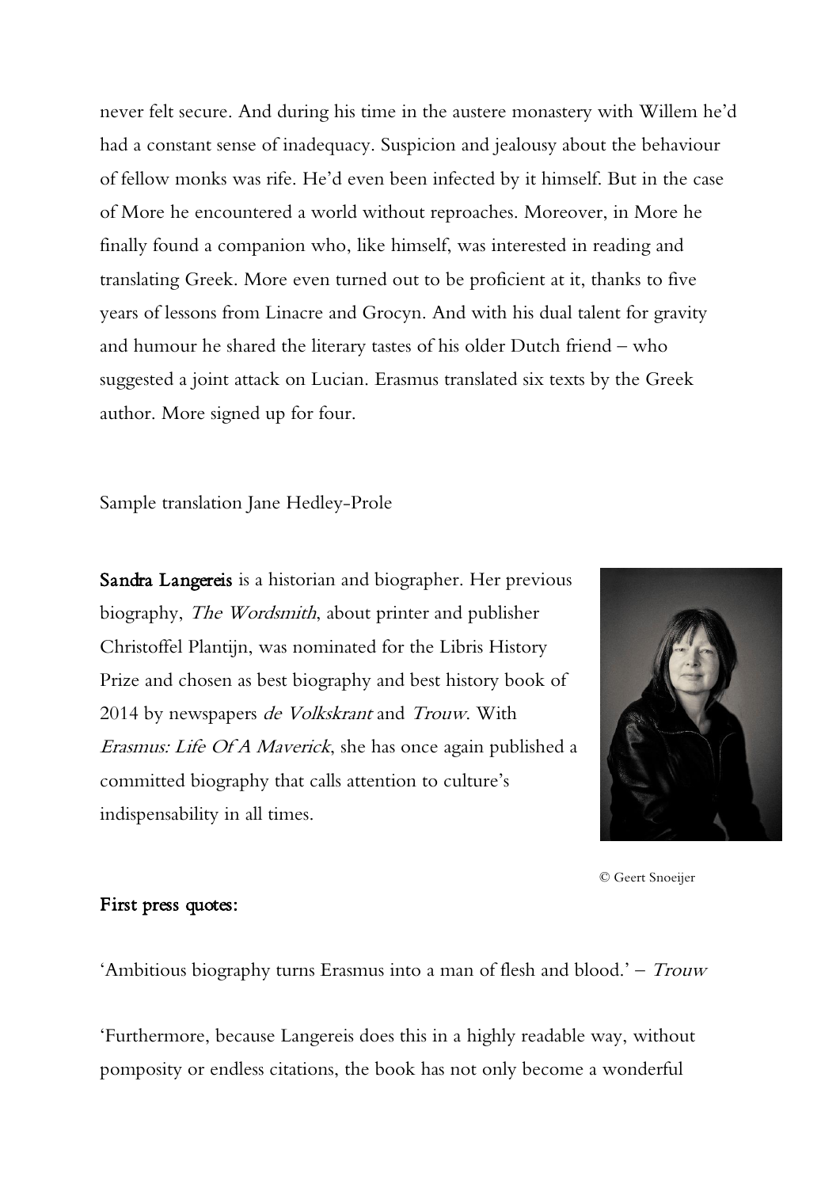never felt secure. And during his time in the austere monastery with Willem he'd had a constant sense of inadequacy. Suspicion and jealousy about the behaviour of fellow monks was rife. He'd even been infected by it himself. But in the case of More he encountered a world without reproaches. Moreover, in More he finally found a companion who, like himself, was interested in reading and translating Greek. More even turned out to be proficient at it, thanks to five years of lessons from Linacre and Grocyn. And with his dual talent for gravity and humour he shared the literary tastes of his older Dutch friend – who suggested a joint attack on Lucian. Erasmus translated six texts by the Greek author. More signed up for four.

Sample translation Jane Hedley-Prole

**Sandra Langereis** is a historian and biographer. Her previous biography, *The Wordsmith*, about printer and publisher Christoffel Plantijn, was nominated for the Libris History Prize and chosen as best biography and best history book of 2014 by newspapers *de Volkskrant* and *Trouw*. With *Erasmus: Life Of A Maverick*, she has once again published a committed biography that calls attention to culture's indispensability in all times.

© Geert Snoeijer

**First press quotes:**

'Ambitious biography turns Erasmus into a man of flesh and blood.' – *Trouw*

'Furthermore, because Langereis does this in a highly readable way, without pomposity or endless citations, the book has not only become a wonderful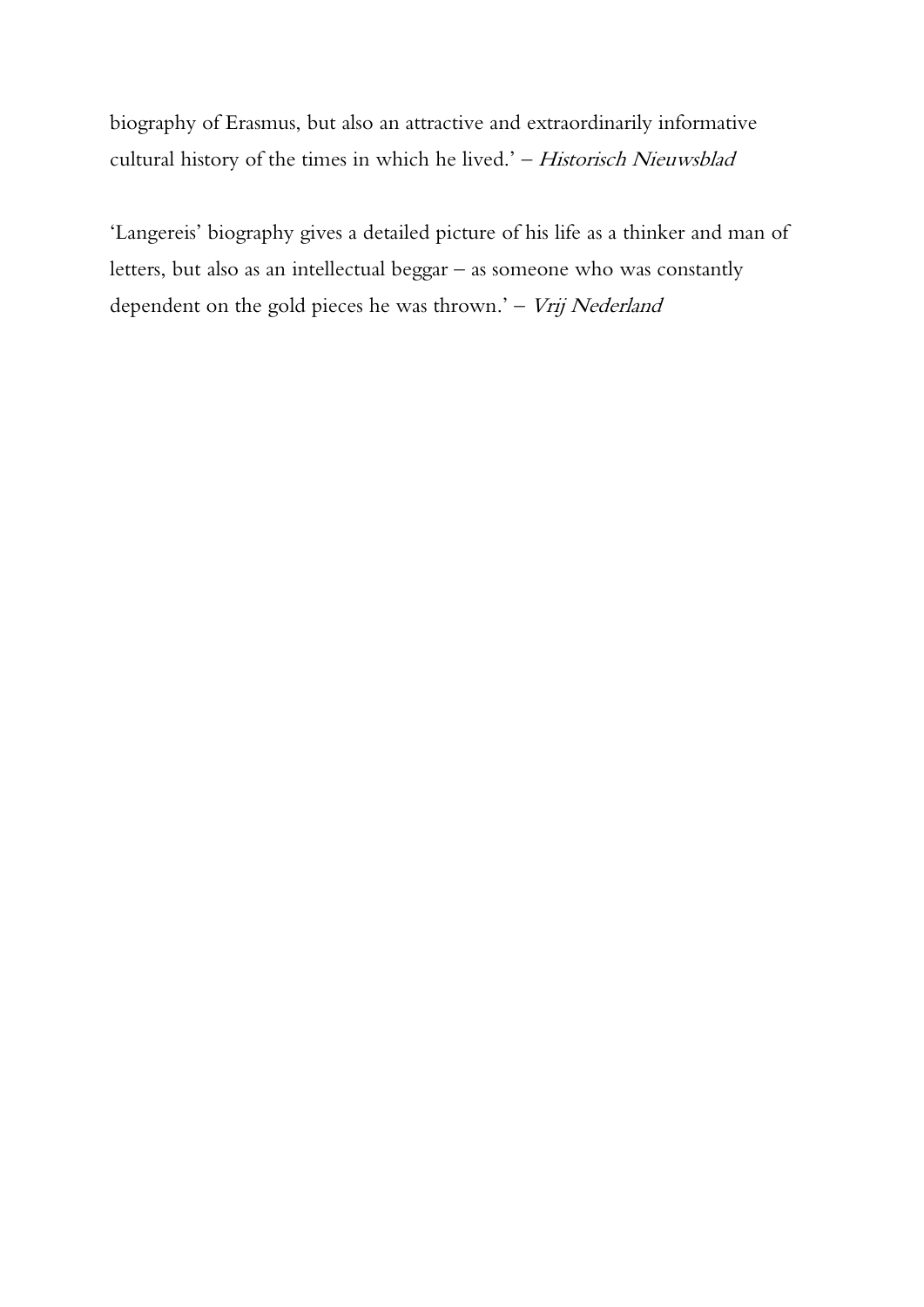biography of Erasmus, but also an attractive and extraordinarily informative cultural history of the times in which he lived.' – *Historisch Nieuwsblad*

'Langereis' biography gives a detailed picture of his life as a thinker and man of letters, but also as an intellectual beggar – as someone who was constantly dependent on the gold pieces he was thrown.' – *Vrij Nederland*